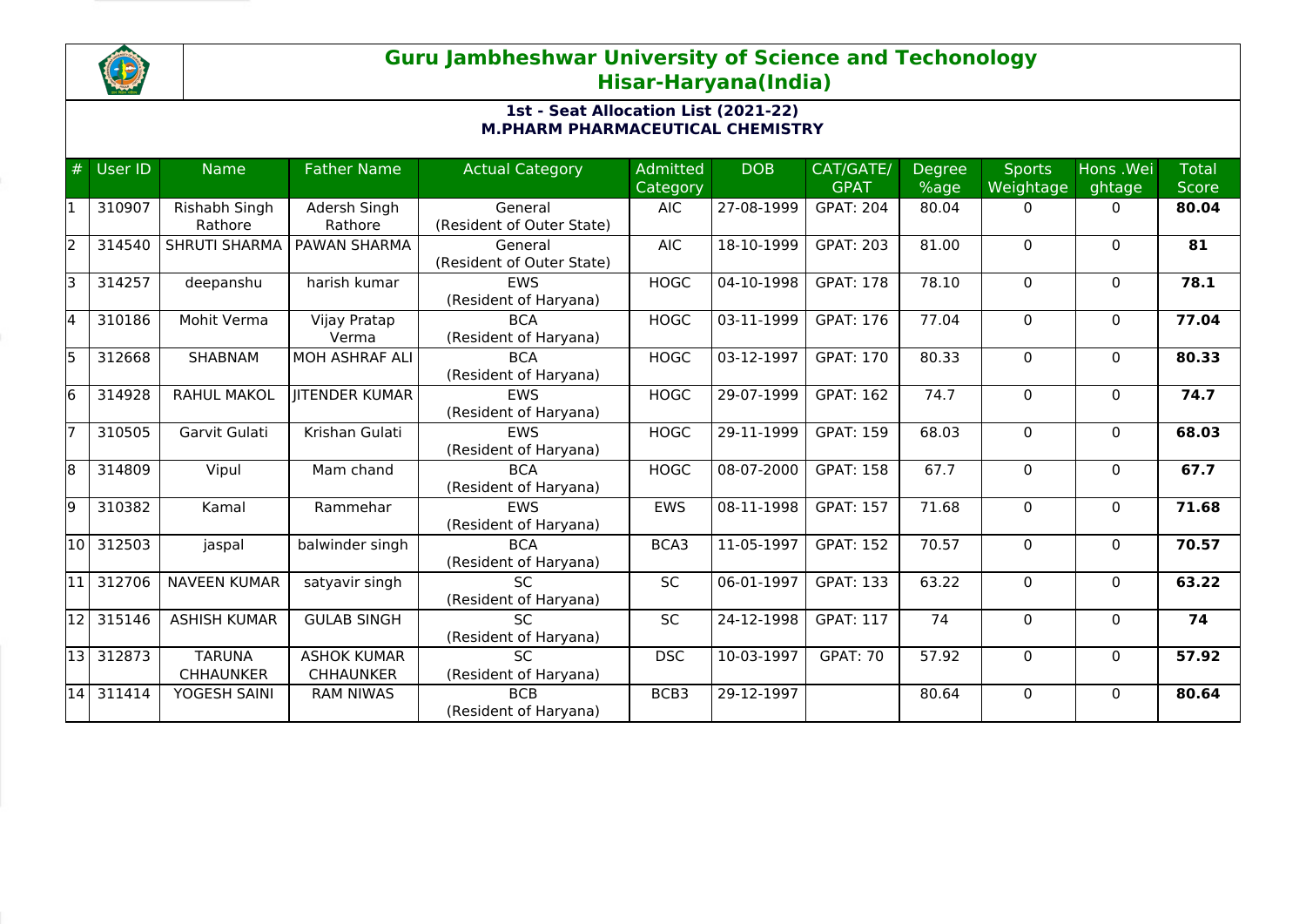# Guru Jambheshwar University of Science and Techonology
## Hisar-Haryana(India)

### 1st - Seat Allocation List (2021-22)
### M.PHARM PHARMACEUTICAL CHEMISTRY

| # | User ID | Name | Father Name | Actual Category | Admitted Category | DOB | CAT/GATE/GPAT | Degree %age | Sports Weightage | Hons .Weightage | Total Score |
|---|---|---|---|---|---|---|---|---|---|---|---|
| 1 | 310907 | Rishabh Singh Rathore | Adersh Singh Rathore | General (Resident of Outer State) | AIC | 27-08-1999 | GPAT: 204 | 80.04 | 0 | 0 | **80.04** |
| 2 | 314540 | SHRUTI SHARMA | PAWAN SHARMA | General (Resident of Outer State) | AIC | 18-10-1999 | GPAT: 203 | 81.00 | 0 | 0 | **81** |
| 3 | 314257 | deepanshu | harish kumar | EWS (Resident of Haryana) | HOGC | 04-10-1998 | GPAT: 178 | 78.10 | 0 | 0 | **78.1** |
| 4 | 310186 | Mohit Verma | Vijay Pratap Verma | BCA (Resident of Haryana) | HOGC | 03-11-1999 | GPAT: 176 | 77.04 | 0 | 0 | **77.04** |
| 5 | 312668 | SHABNAM | MOH ASHRAF ALI | BCA (Resident of Haryana) | HOGC | 03-12-1997 | GPAT: 170 | 80.33 | 0 | 0 | **80.33** |
| 6 | 314928 | RAHUL MAKOL | JITENDER KUMAR | EWS (Resident of Haryana) | HOGC | 29-07-1999 | GPAT: 162 | 74.7 | 0 | 0 | **74.7** |
| 7 | 310505 | Garvit Gulati | Krishan Gulati | EWS (Resident of Haryana) | HOGC | 29-11-1999 | GPAT: 159 | 68.03 | 0 | 0 | **68.03** |
| 8 | 314809 | Vipul | Mam chand | BCA (Resident of Haryana) | HOGC | 08-07-2000 | GPAT: 158 | 67.7 | 0 | 0 | **67.7** |
| 9 | 310382 | Kamal | Rammehar | EWS (Resident of Haryana) | EWS | 08-11-1998 | GPAT: 157 | 71.68 | 0 | 0 | **71.68** |
| 10 | 312503 | jaspal | balwinder singh | BCA (Resident of Haryana) | BCA3 | 11-05-1997 | GPAT: 152 | 70.57 | 0 | 0 | **70.57** |
| 11 | 312706 | NAVEEN KUMAR | satyavir singh | SC (Resident of Haryana) | SC | 06-01-1997 | GPAT: 133 | 63.22 | 0 | 0 | **63.22** |
| 12 | 315146 | ASHISH KUMAR | GULAB SINGH | SC (Resident of Haryana) | SC | 24-12-1998 | GPAT: 117 | 74 | 0 | 0 | **74** |
| 13 | 312873 | TARUNA CHHAUNKER | ASHOK KUMAR CHHAUNKER | SC (Resident of Haryana) | DSC | 10-03-1997 | GPAT: 70 | 57.92 | 0 | 0 | **57.92** |
| 14 | 311414 | YOGESH SAINI | RAM NIWAS | BCB (Resident of Haryana) | BCB3 | 29-12-1997 | | 80.64 | 0 | 0 | **80.64** |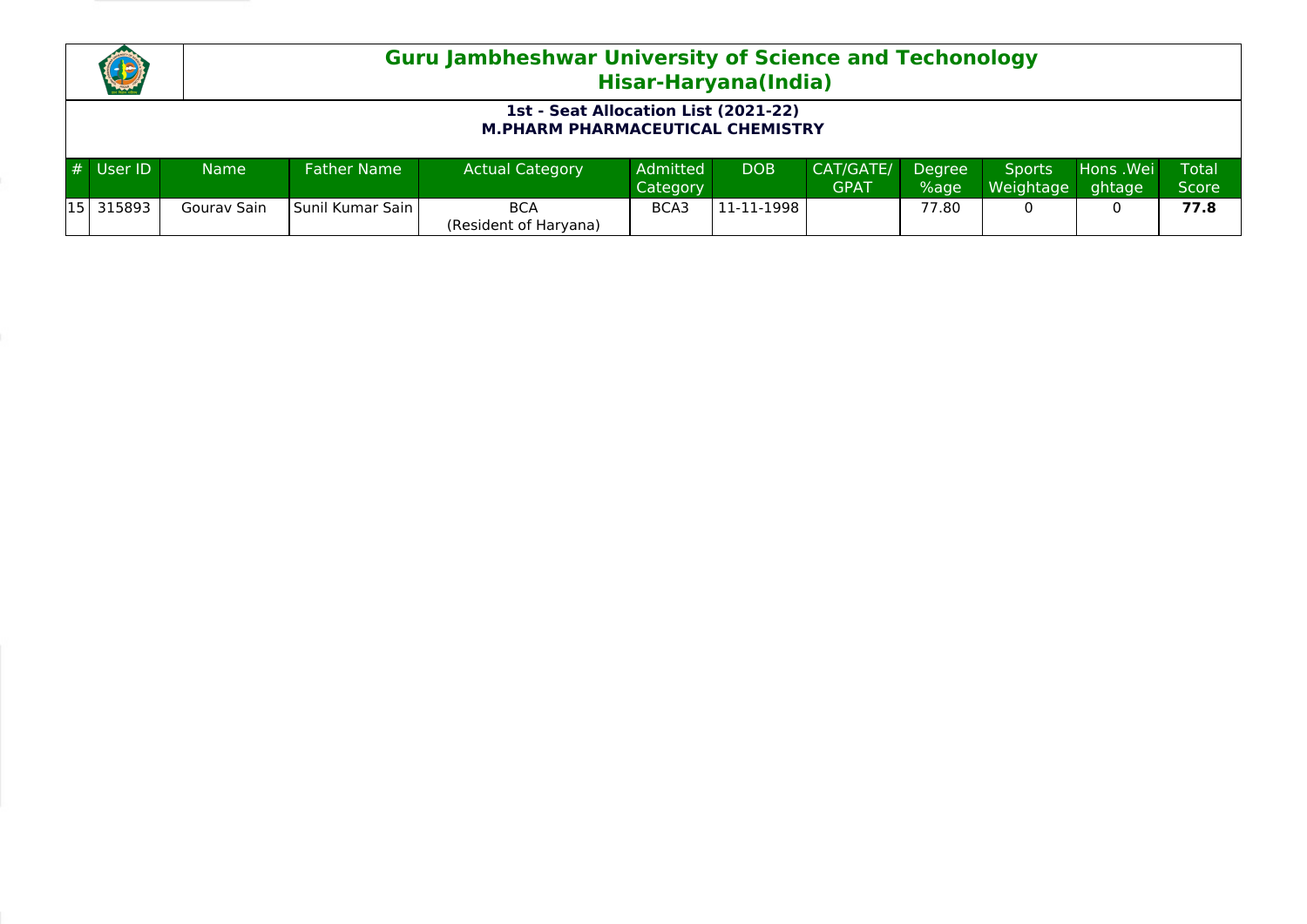# Guru Jambheshwar University of Science and Techonology
## Hisar-Haryana(India)

### 1st - Seat Allocation List (2021-22)
### M.PHARM PHARMACEUTICAL CHEMISTRY

| # | User ID | Name | Father Name | Actual Category | Admitted Category | DOB | CAT/GATE/GPAT | Degree %age | Sports Weightage | Hons .Weightage | Total Score |
|---|---|---|---|---|---|---|---|---|---|---|---|
| 15 | 315893 | Gourav Sain | Sunil Kumar Sain | BCA (Resident of Haryana) | BCA3 | 11-11-1998 | | 77.80 | 0 | 0 | **77.8** |